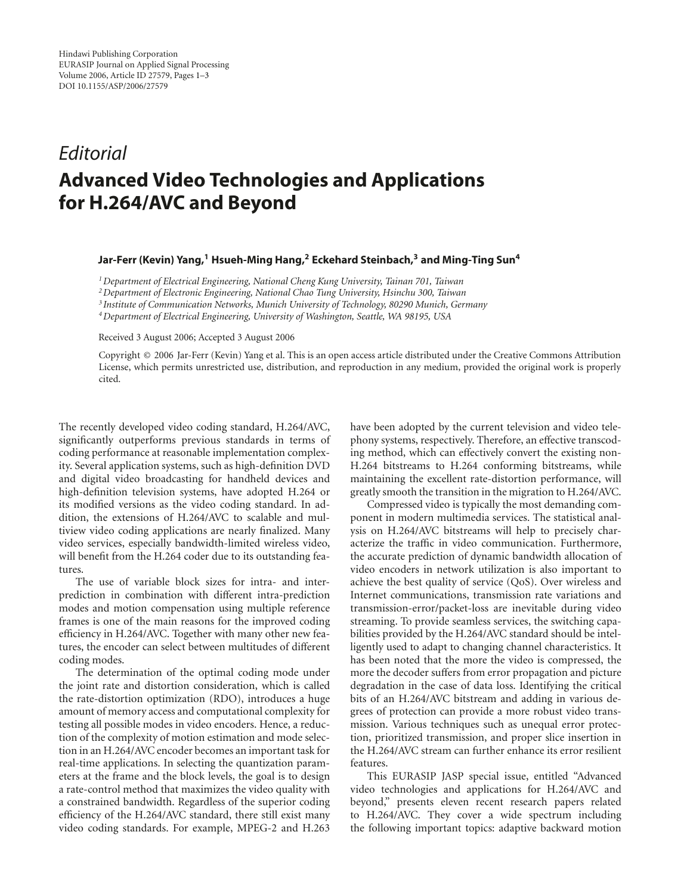Hindawi Publishing Corporation
EURASIP Journal on Applied Signal Processing
Volume 2006, Article ID 27579, Pages 1–3
DOI 10.1155/ASP/2006/27579

*Editorial*

# Advanced Video Technologies and Applications for H.264/AVC and Beyond

**Jar-Ferr (Kevin) Yang,[1] Hsueh-Ming Hang,[2] Eckehard Steinbach,[3] and Ming-Ting Sun[4]**

[1] *Department of Electrical Engineering, National Cheng Kung University, Tainan 701, Taiwan*
[2] *Department of Electronic Engineering, National Chao Tung University, Hsinchu 300, Taiwan*
[3] *Institute of Communication Networks, Munich University of Technology, 80290 Munich, Germany*
[4] *Department of Electrical Engineering, University of Washington, Seattle, WA 98195, USA*

Received 3 August 2006; Accepted 3 August 2006

Copyright © 2006 Jar-Ferr (Kevin) Yang et al. This is an open access article distributed under the Creative Commons Attribution License, which permits unrestricted use, distribution, and reproduction in any medium, provided the original work is properly cited.

The recently developed video coding standard, H.264/AVC, significantly outperforms previous standards in terms of coding performance at reasonable implementation complexity. Several application systems, such as high-definition DVD and digital video broadcasting for handheld devices and high-definition television systems, have adopted H.264 or its modified versions as the video coding standard. In addition, the extensions of H.264/AVC to scalable and multiview video coding applications are nearly finalized. Many video services, especially bandwidth-limited wireless video, will benefit from the H.264 coder due to its outstanding features.

The use of variable block sizes for intra- and inter-prediction in combination with different intra-prediction modes and motion compensation using multiple reference frames is one of the main reasons for the improved coding efficiency in H.264/AVC. Together with many other new features, the encoder can select between multitudes of different coding modes.

The determination of the optimal coding mode under the joint rate and distortion consideration, which is called the rate-distortion optimization (RDO), introduces a huge amount of memory access and computational complexity for testing all possible modes in video encoders. Hence, a reduction of the complexity of motion estimation and mode selection in an H.264/AVC encoder becomes an important task for real-time applications. In selecting the quantization parameters at the frame and the block levels, the goal is to design a rate-control method that maximizes the video quality with a constrained bandwidth. Regardless of the superior coding efficiency of the H.264/AVC standard, there still exist many video coding standards. For example, MPEG-2 and H.263 have been adopted by the current television and video telephony systems, respectively. Therefore, an effective transcoding method, which can effectively convert the existing non-H.264 bitstreams to H.264 conforming bitstreams, while maintaining the excellent rate-distortion performance, will greatly smooth the transition in the migration to H.264/AVC.

Compressed video is typically the most demanding component in modern multimedia services. The statistical analysis on H.264/AVC bitstreams will help to precisely characterize the traffic in video communication. Furthermore, the accurate prediction of dynamic bandwidth allocation of video encoders in network utilization is also important to achieve the best quality of service (QoS). Over wireless and Internet communications, transmission rate variations and transmission-error/packet-loss are inevitable during video streaming. To provide seamless services, the switching capabilities provided by the H.264/AVC standard should be intelligently used to adapt to changing channel characteristics. It has been noted that the more the video is compressed, the more the decoder suffers from error propagation and picture degradation in the case of data loss. Identifying the critical bits of an H.264/AVC bitstream and adding in various degrees of protection can provide a more robust video transmission. Various techniques such as unequal error protection, prioritized transmission, and proper slice insertion in the H.264/AVC stream can further enhance its error resilient features.

This EURASIP JASP special issue, entitled "Advanced video technologies and applications for H.264/AVC and beyond," presents eleven recent research papers related to H.264/AVC. They cover a wide spectrum including the following important topics: adaptive backward motion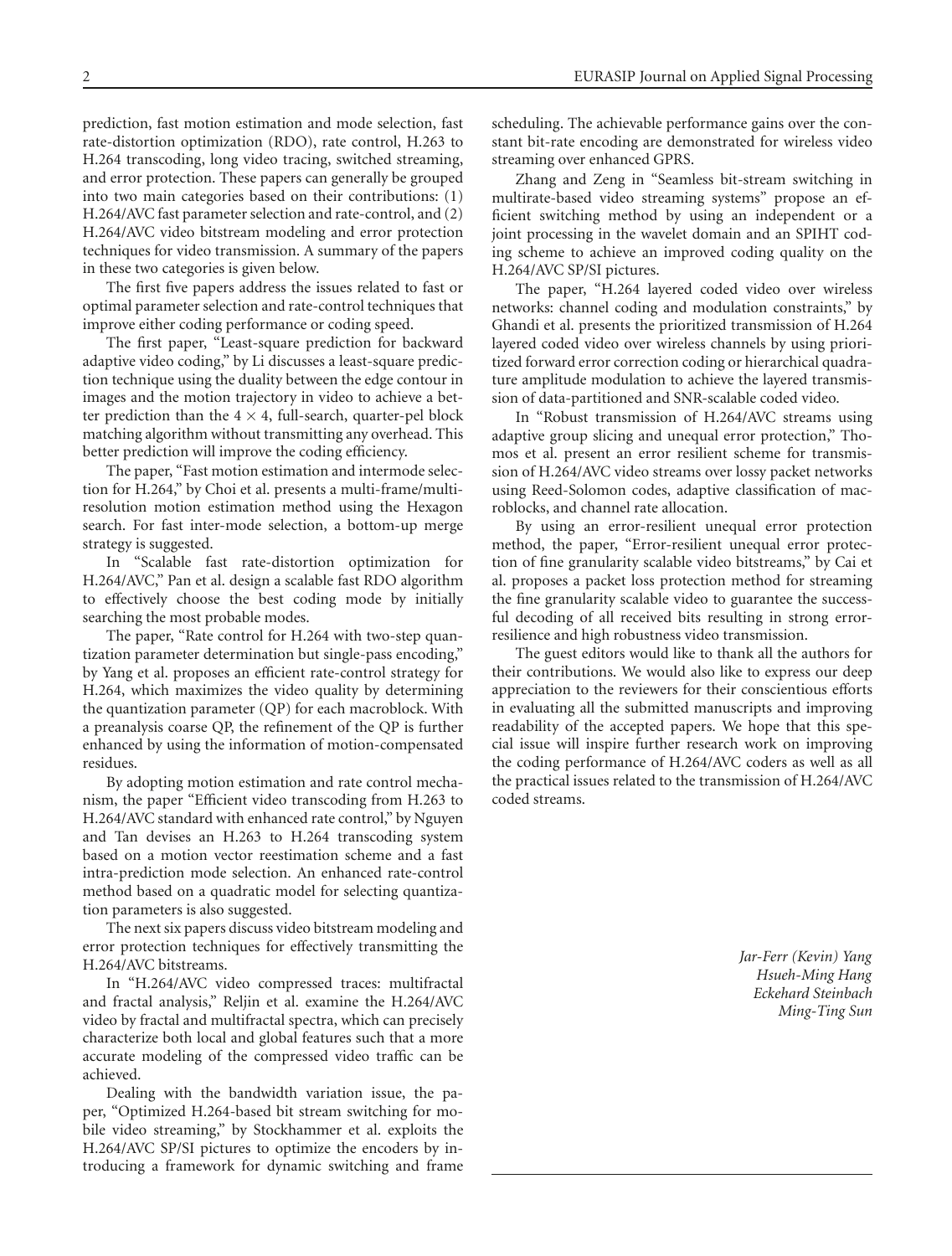prediction, fast motion estimation and mode selection, fast rate-distortion optimization (RDO), rate control, H.263 to H.264 transcoding, long video tracing, switched streaming, and error protection. These papers can generally be grouped into two main categories based on their contributions: (1) H.264/AVC fast parameter selection and rate-control, and (2) H.264/AVC video bitstream modeling and error protection techniques for video transmission. A summary of the papers in these two categories is given below.

The first five papers address the issues related to fast or optimal parameter selection and rate-control techniques that improve either coding performance or coding speed.

The first paper, "Least-square prediction for backward adaptive video coding," by Li discusses a least-square prediction technique using the duality between the edge contour in images and the motion trajectory in video to achieve a better prediction than the $4 \times 4$, full-search, quarter-pel block matching algorithm without transmitting any overhead. This better prediction will improve the coding efficiency.

The paper, "Fast motion estimation and intermode selection for H.264," by Choi et al. presents a multi-frame/multi-resolution motion estimation method using the Hexagon search. For fast inter-mode selection, a bottom-up merge strategy is suggested.

In "Scalable fast rate-distortion optimization for H.264/AVC," Pan et al. design a scalable fast RDO algorithm to effectively choose the best coding mode by initially searching the most probable modes.

The paper, "Rate control for H.264 with two-step quantization parameter determination but single-pass encoding," by Yang et al. proposes an efficient rate-control strategy for H.264, which maximizes the video quality by determining the quantization parameter (QP) for each macroblock. With a preanalysis coarse QP, the refinement of the QP is further enhanced by using the information of motion-compensated residues.

By adopting motion estimation and rate control mechanism, the paper "Efficient video transcoding from H.263 to H.264/AVC standard with enhanced rate control," by Nguyen and Tan devises an H.263 to H.264 transcoding system based on a motion vector reestimation scheme and a fast intra-prediction mode selection. An enhanced rate-control method based on a quadratic model for selecting quantization parameters is also suggested.

The next six papers discuss video bitstream modeling and error protection techniques for effectively transmitting the H.264/AVC bitstreams.

In "H.264/AVC video compressed traces: multifractal and fractal analysis," Reljin et al. examine the H.264/AVC video by fractal and multifractal spectra, which can precisely characterize both local and global features such that a more accurate modeling of the compressed video traffic can be achieved.

Dealing with the bandwidth variation issue, the paper, "Optimized H.264-based bit stream switching for mobile video streaming," by Stockhammer et al. exploits the H.264/AVC SP/SI pictures to optimize the encoders by introducing a framework for dynamic switching and frame scheduling. The achievable performance gains over the constant bit-rate encoding are demonstrated for wireless video streaming over enhanced GPRS.

Zhang and Zeng in "Seamless bit-stream switching in multirate-based video streaming systems" propose an efficient switching method by using an independent or a joint processing in the wavelet domain and an SPIHT coding scheme to achieve an improved coding quality on the H.264/AVC SP/SI pictures.

The paper, "H.264 layered coded video over wireless networks: channel coding and modulation constraints," by Ghandi et al. presents the prioritized transmission of H.264 layered coded video over wireless channels by using prioritized forward error correction coding or hierarchical quadrature amplitude modulation to achieve the layered transmission of data-partitioned and SNR-scalable coded video.

In "Robust transmission of H.264/AVC streams using adaptive group slicing and unequal error protection," Thomos et al. present an error resilient scheme for transmission of H.264/AVC video streams over lossy packet networks using Reed-Solomon codes, adaptive classification of macroblocks, and channel rate allocation.

By using an error-resilient unequal error protection method, the paper, "Error-resilient unequal error protection of fine granularity scalable video bitstreams," by Cai et al. proposes a packet loss protection method for streaming the fine granularity scalable video to guarantee the successful decoding of all received bits resulting in strong error-resilience and high robustness video transmission.

The guest editors would like to thank all the authors for their contributions. We would also like to express our deep appreciation to the reviewers for their conscientious efforts in evaluating all the submitted manuscripts and improving readability of the accepted papers. We hope that this special issue will inspire further research work on improving the coding performance of H.264/AVC coders as well as all the practical issues related to the transmission of H.264/AVC coded streams.

*Jar-Ferr (Kevin) Yang*
*Hsueh-Ming Hang*
*Eckehard Steinbach*
*Ming-Ting Sun*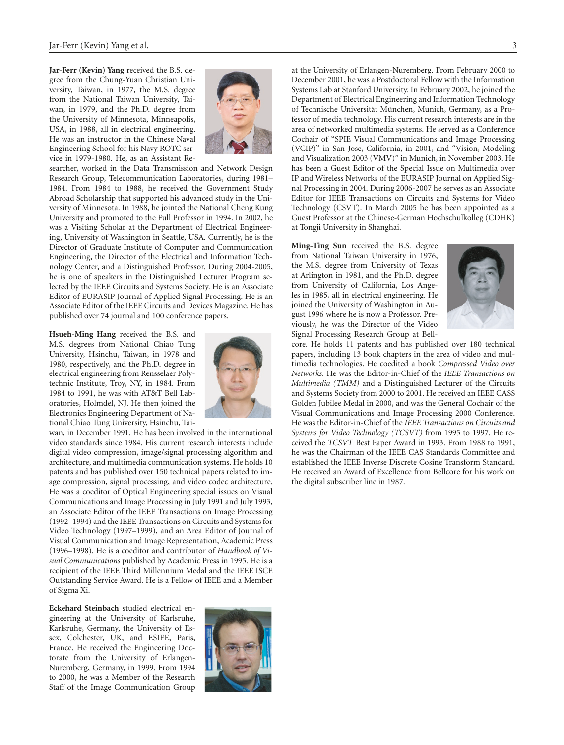**Jar-Ferr (Kevin) Yang** received the B.S. degree from the Chung-Yuan Christian University, Taiwan, in 1977, the M.S. degree from the National Taiwan University, Taiwan, in 1979, and the Ph.D. degree from the University of Minnesota, Minneapolis, USA, in 1988, all in electrical engineering. He was an instructor in the Chinese Naval Engineering School for his Navy ROTC service in 1979-1980. He, as an Assistant Researcher, worked in the Data Transmission and Network Design Research Group, Telecommunication Laboratories, during 1981–1984. From 1984 to 1988, he received the Government Study Abroad Scholarship that supported his advanced study in the University of Minnesota. In 1988, he jointed the National Cheng Kung University and promoted to the Full Professor in 1994. In 2002, he was a Visiting Scholar at the Department of Electrical Engineering, University of Washington in Seattle, USA. Currently, he is the Director of Graduate Institute of Computer and Communication Engineering, the Director of the Electrical and Information Technology Center, and a Distinguished Professor. During 2004-2005, he is one of speakers in the Distinguished Lecturer Program selected by the IEEE Circuits and Systems Society. He is an Associate Editor of EURASIP Journal of Applied Signal Processing. He is an Associate Editor of the IEEE Circuits and Devices Magazine. He has published over 74 journal and 100 conference papers.

**Hsueh-Ming Hang** received the B.S. and M.S. degrees from National Chiao Tung University, Hsinchu, Taiwan, in 1978 and 1980, respectively, and the Ph.D. degree in electrical engineering from Rensselaer Polytechnic Institute, Troy, NY, in 1984. From 1984 to 1991, he was with AT&T Bell Laboratories, Holmdel, NJ. He then joined the Electronics Engineering Department of National Chiao Tung University, Hsinchu, Taiwan, in December 1991. He has been involved in the international video standards since 1984. His current research interests include digital video compression, image/signal processing algorithm and architecture, and multimedia communication systems. He holds 10 patents and has published over 150 technical papers related to image compression, signal processing, and video codec architecture. He was a coeditor of Optical Engineering special issues on Visual Communications and Image Processing in July 1991 and July 1993, an Associate Editor of the IEEE Transactions on Image Processing (1992–1994) and the IEEE Transactions on Circuits and Systems for Video Technology (1997–1999), and an Area Editor of Journal of Visual Communication and Image Representation, Academic Press (1996–1998). He is a coeditor and contributor of *Handbook of Visual Communications* published by Academic Press in 1995. He is a recipient of the IEEE Third Millennium Medal and the IEEE ISCE Outstanding Service Award. He is a Fellow of IEEE and a Member of Sigma Xi.

**Eckehard Steinbach** studied electrical engineering at the University of Karlsruhe, Karlsruhe, Germany, the University of Essex, Colchester, UK, and ESIEE, Paris, France. He received the Engineering Doctorate from the University of Erlangen-Nuremberg, Germany, in 1999. From 1994 to 2000, he was a Member of the Research Staff of the Image Communication Group at the University of Erlangen-Nuremberg. From February 2000 to December 2001, he was a Postdoctoral Fellow with the Information Systems Lab at Stanford University. In February 2002, he joined the Department of Electrical Engineering and Information Technology of Technische Universität München, Munich, Germany, as a Professor of media technology. His current research interests are in the area of networked multimedia systems. He served as a Conference Cochair of "SPIE Visual Communications and Image Processing (VCIP)" in San Jose, California, in 2001, and "Vision, Modeling and Visualization 2003 (VMV)" in Munich, in November 2003. He has been a Guest Editor of the Special Issue on Multimedia over IP and Wireless Networks of the EURASIP Journal on Applied Signal Processing in 2004. During 2006-2007 he serves as an Associate Editor for IEEE Transactions on Circuits and Systems for Video Technology (CSVT). In March 2005 he has been appointed as a Guest Professor at the Chinese-German Hochschulkolleg (CDHK) at Tongji University in Shanghai.

**Ming-Ting Sun** received the B.S. degree from National Taiwan University in 1976, the M.S. degree from University of Texas at Arlington in 1981, and the Ph.D. degree from University of California, Los Angeles in 1985, all in electrical engineering. He joined the University of Washington in August 1996 where he is now a Professor. Previously, he was the Director of the Video Signal Processing Research Group at Bellcore. He holds 11 patents and has published over 180 technical papers, including 13 book chapters in the area of video and multimedia technologies. He coedited a book *Compressed Video over Networks*. He was the Editor-in-Chief of the *IEEE Transactions on Multimedia (TMM)* and a Distinguished Lecturer of the Circuits and Systems Society from 2000 to 2001. He received an IEEE CASS Golden Jubilee Medal in 2000, and was the General Cochair of the Visual Communications and Image Processing 2000 Conference. He was the Editor-in-Chief of the *IEEE Transactions on Circuits and Systems for Video Technology (TCSVT)* from 1995 to 1997. He received the *TCSVT* Best Paper Award in 1993. From 1988 to 1991, he was the Chairman of the IEEE CAS Standards Committee and established the IEEE Inverse Discrete Cosine Transform Standard. He received an Award of Excellence from Bellcore for his work on the digital subscriber line in 1987.